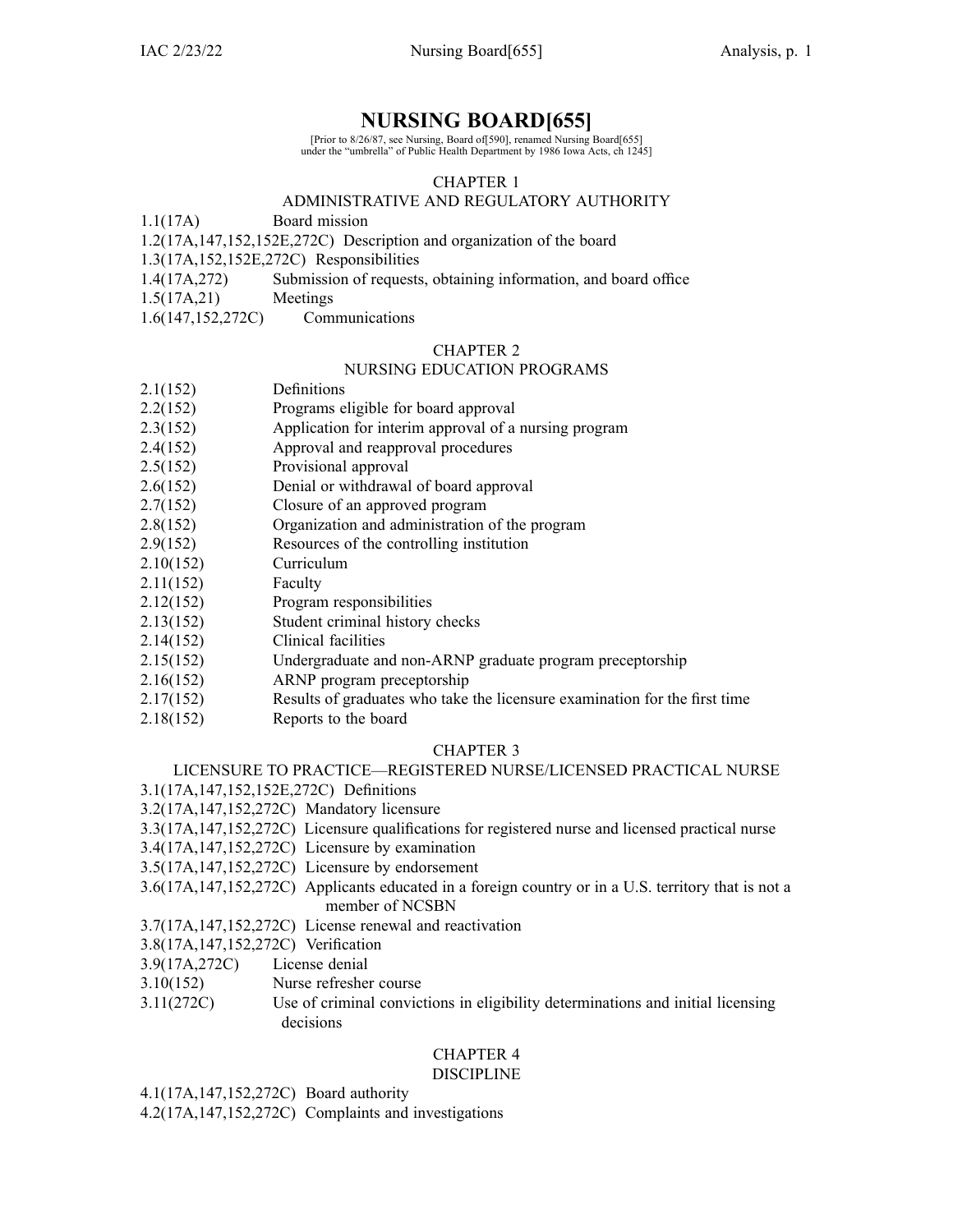# NURSING BOARD[655]

[Prior to 8/26/87, see Nursing, Board of[590], renamed Nursing Board[655] under the "umbrella" of Public Health Department by 1986 Iowa Acts, ch 1245]

## CHAPTER 1
## ADMINISTRATIVE AND REGULATORY AUTHORITY

1.1(17A) Board mission
1.2(17A,147,152,152E,272C) Description and organization of the board
1.3(17A,152,152E,272C) Responsibilities
1.4(17A,272) Submission of requests, obtaining information, and board office
1.5(17A,21) Meetings
1.6(147,152,272C) Communications

## CHAPTER 2
## NURSING EDUCATION PROGRAMS

2.1(152) Definitions
2.2(152) Programs eligible for board approval
2.3(152) Application for interim approval of a nursing program
2.4(152) Approval and reapproval procedures
2.5(152) Provisional approval
2.6(152) Denial or withdrawal of board approval
2.7(152) Closure of an approved program
2.8(152) Organization and administration of the program
2.9(152) Resources of the controlling institution
2.10(152) Curriculum
2.11(152) Faculty
2.12(152) Program responsibilities
2.13(152) Student criminal history checks
2.14(152) Clinical facilities
2.15(152) Undergraduate and non-ARNP graduate program preceptorship
2.16(152) ARNP program preceptorship
2.17(152) Results of graduates who take the licensure examination for the first time
2.18(152) Reports to the board

## CHAPTER 3
## LICENSURE TO PRACTICE—REGISTERED NURSE/LICENSED PRACTICAL NURSE

3.1(17A,147,152,152E,272C) Definitions
3.2(17A,147,152,272C) Mandatory licensure
3.3(17A,147,152,272C) Licensure qualifications for registered nurse and licensed practical nurse
3.4(17A,147,152,272C) Licensure by examination
3.5(17A,147,152,272C) Licensure by endorsement
3.6(17A,147,152,272C) Applicants educated in a foreign country or in a U.S. territory that is not a member of NCSBN
3.7(17A,147,152,272C) License renewal and reactivation
3.8(17A,147,152,272C) Verification
3.9(17A,272C) License denial
3.10(152) Nurse refresher course
3.11(272C) Use of criminal convictions in eligibility determinations and initial licensing decisions

## CHAPTER 4
## DISCIPLINE

4.1(17A,147,152,272C) Board authority
4.2(17A,147,152,272C) Complaints and investigations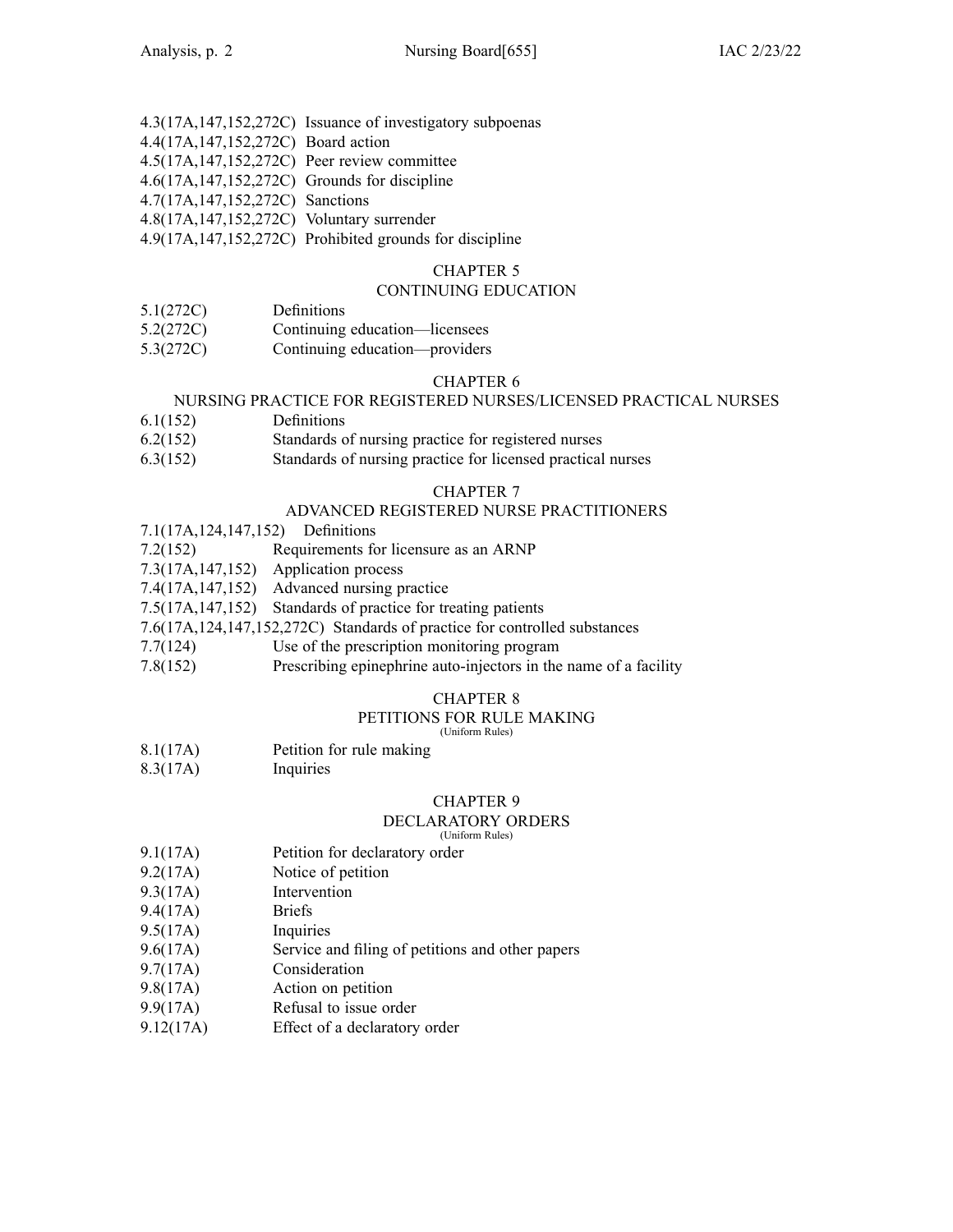4.3(17A,147,152,272C) Issuance of investigatory subpoenas
4.4(17A,147,152,272C) Board action
4.5(17A,147,152,272C) Peer review committee
4.6(17A,147,152,272C) Grounds for discipline
4.7(17A,147,152,272C) Sanctions
4.8(17A,147,152,272C) Voluntary surrender
4.9(17A,147,152,272C) Prohibited grounds for discipline

## CHAPTER 5
## CONTINUING EDUCATION

5.1(272C) Definitions
5.2(272C) Continuing education—licensees
5.3(272C) Continuing education—providers

## CHAPTER 6
## NURSING PRACTICE FOR REGISTERED NURSES/LICENSED PRACTICAL NURSES

6.1(152) Definitions
6.2(152) Standards of nursing practice for registered nurses
6.3(152) Standards of nursing practice for licensed practical nurses

## CHAPTER 7
## ADVANCED REGISTERED NURSE PRACTITIONERS

7.1(17A,124,147,152) Definitions
7.2(152) Requirements for licensure as an ARNP
7.3(17A,147,152) Application process
7.4(17A,147,152) Advanced nursing practice
7.5(17A,147,152) Standards of practice for treating patients
7.6(17A,124,147,152,272C) Standards of practice for controlled substances
7.7(124) Use of the prescription monitoring program
7.8(152) Prescribing epinephrine auto-injectors in the name of a facility

## CHAPTER 8
## PETITIONS FOR RULE MAKING
(Uniform Rules)

8.1(17A) Petition for rule making
8.3(17A) Inquiries

## CHAPTER 9
## DECLARATORY ORDERS
(Uniform Rules)

9.1(17A) Petition for declaratory order
9.2(17A) Notice of petition
9.3(17A) Intervention
9.4(17A) Briefs
9.5(17A) Inquiries
9.6(17A) Service and filing of petitions and other papers
9.7(17A) Consideration
9.8(17A) Action on petition
9.9(17A) Refusal to issue order
9.12(17A) Effect of a declaratory order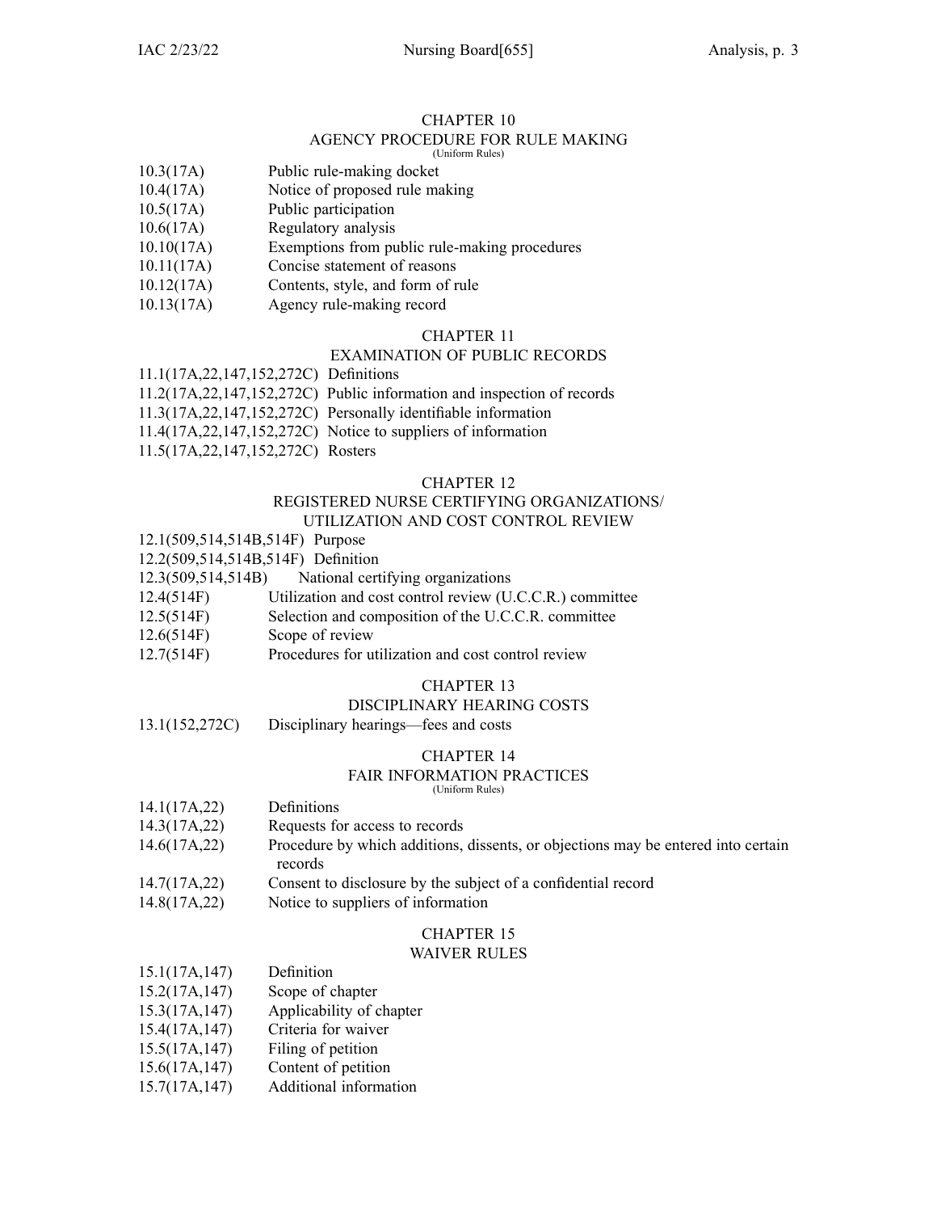## CHAPTER 10
### AGENCY PROCEDURE FOR RULE MAKING
(Uniform Rules)

10.3(17A) Public rule-making docket
10.4(17A) Notice of proposed rule making
10.5(17A) Public participation
10.6(17A) Regulatory analysis
10.10(17A) Exemptions from public rule-making procedures
10.11(17A) Concise statement of reasons
10.12(17A) Contents, style, and form of rule
10.13(17A) Agency rule-making record

## CHAPTER 11
### EXAMINATION OF PUBLIC RECORDS

11.1(17A,22,147,152,272C) Definitions
11.2(17A,22,147,152,272C) Public information and inspection of records
11.3(17A,22,147,152,272C) Personally identifiable information
11.4(17A,22,147,152,272C) Notice to suppliers of information
11.5(17A,22,147,152,272C) Rosters

## CHAPTER 12
### REGISTERED NURSE CERTIFYING ORGANIZATIONS/ UTILIZATION AND COST CONTROL REVIEW

12.1(509,514,514B,514F) Purpose
12.2(509,514,514B,514F) Definition
12.3(509,514,514B) National certifying organizations
12.4(514F) Utilization and cost control review (U.C.C.R.) committee
12.5(514F) Selection and composition of the U.C.C.R. committee
12.6(514F) Scope of review
12.7(514F) Procedures for utilization and cost control review

## CHAPTER 13
### DISCIPLINARY HEARING COSTS

13.1(152,272C) Disciplinary hearings—fees and costs

## CHAPTER 14
### FAIR INFORMATION PRACTICES
(Uniform Rules)

14.1(17A,22) Definitions
14.3(17A,22) Requests for access to records
14.6(17A,22) Procedure by which additions, dissents, or objections may be entered into certain records
14.7(17A,22) Consent to disclosure by the subject of a confidential record
14.8(17A,22) Notice to suppliers of information

## CHAPTER 15
### WAIVER RULES

15.1(17A,147) Definition
15.2(17A,147) Scope of chapter
15.3(17A,147) Applicability of chapter
15.4(17A,147) Criteria for waiver
15.5(17A,147) Filing of petition
15.6(17A,147) Content of petition
15.7(17A,147) Additional information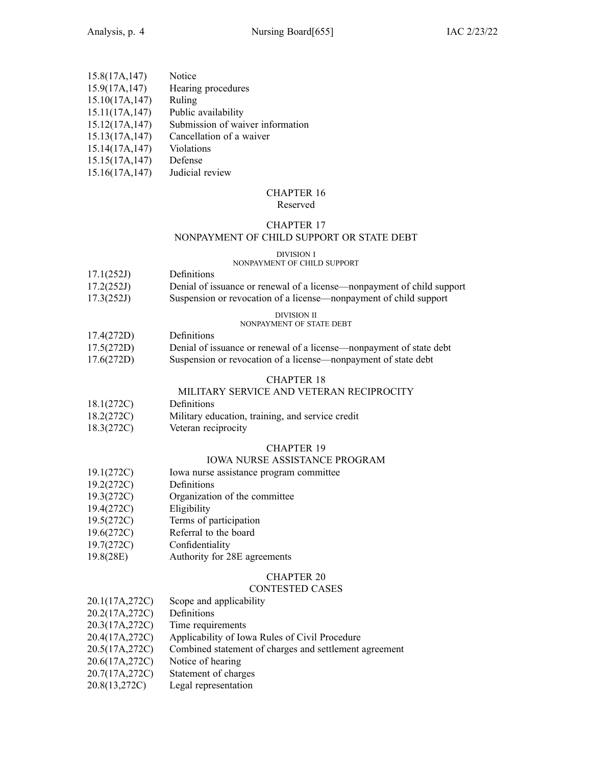15.8(17A,147) Notice
15.9(17A,147) Hearing procedures
15.10(17A,147) Ruling
15.11(17A,147) Public availability
15.12(17A,147) Submission of waiver information
15.13(17A,147) Cancellation of a waiver
15.14(17A,147) Violations
15.15(17A,147) Defense
15.16(17A,147) Judicial review

## CHAPTER 16
Reserved

## CHAPTER 17
## NONPAYMENT OF CHILD SUPPORT OR STATE DEBT

### DIVISION I
### NONPAYMENT OF CHILD SUPPORT

17.1(252J) Definitions
17.2(252J) Denial of issuance or renewal of a license—nonpayment of child support
17.3(252J) Suspension or revocation of a license—nonpayment of child support

### DIVISION II
### NONPAYMENT OF STATE DEBT

17.4(272D) Definitions
17.5(272D) Denial of issuance or renewal of a license—nonpayment of state debt
17.6(272D) Suspension or revocation of a license—nonpayment of state debt

## CHAPTER 18
## MILITARY SERVICE AND VETERAN RECIPROCITY

18.1(272C) Definitions
18.2(272C) Military education, training, and service credit
18.3(272C) Veteran reciprocity

## CHAPTER 19
## IOWA NURSE ASSISTANCE PROGRAM

19.1(272C) Iowa nurse assistance program committee
19.2(272C) Definitions
19.3(272C) Organization of the committee
19.4(272C) Eligibility
19.5(272C) Terms of participation
19.6(272C) Referral to the board
19.7(272C) Confidentiality
19.8(28E) Authority for 28E agreements

## CHAPTER 20
## CONTESTED CASES

20.1(17A,272C) Scope and applicability
20.2(17A,272C) Definitions
20.3(17A,272C) Time requirements
20.4(17A,272C) Applicability of Iowa Rules of Civil Procedure
20.5(17A,272C) Combined statement of charges and settlement agreement
20.6(17A,272C) Notice of hearing
20.7(17A,272C) Statement of charges
20.8(13,272C) Legal representation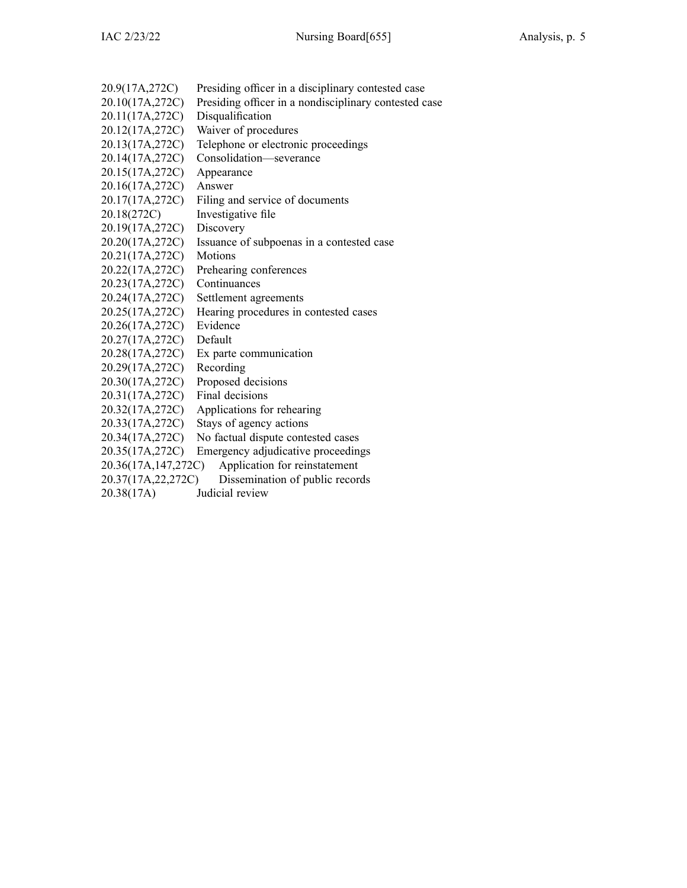20.9(17A,272C) Presiding officer in a disciplinary contested case
20.10(17A,272C) Presiding officer in a nondisciplinary contested case
20.11(17A,272C) Disqualification
20.12(17A,272C) Waiver of procedures
20.13(17A,272C) Telephone or electronic proceedings
20.14(17A,272C) Consolidation—severance
20.15(17A,272C) Appearance
20.16(17A,272C) Answer
20.17(17A,272C) Filing and service of documents
20.18(272C) Investigative file
20.19(17A,272C) Discovery
20.20(17A,272C) Issuance of subpoenas in a contested case
20.21(17A,272C) Motions
20.22(17A,272C) Prehearing conferences
20.23(17A,272C) Continuances
20.24(17A,272C) Settlement agreements
20.25(17A,272C) Hearing procedures in contested cases
20.26(17A,272C) Evidence
20.27(17A,272C) Default
20.28(17A,272C) Ex parte communication
20.29(17A,272C) Recording
20.30(17A,272C) Proposed decisions
20.31(17A,272C) Final decisions
20.32(17A,272C) Applications for rehearing
20.33(17A,272C) Stays of agency actions
20.34(17A,272C) No factual dispute contested cases
20.35(17A,272C) Emergency adjudicative proceedings
20.36(17A,147,272C) Application for reinstatement
20.37(17A,22,272C) Dissemination of public records
20.38(17A) Judicial review